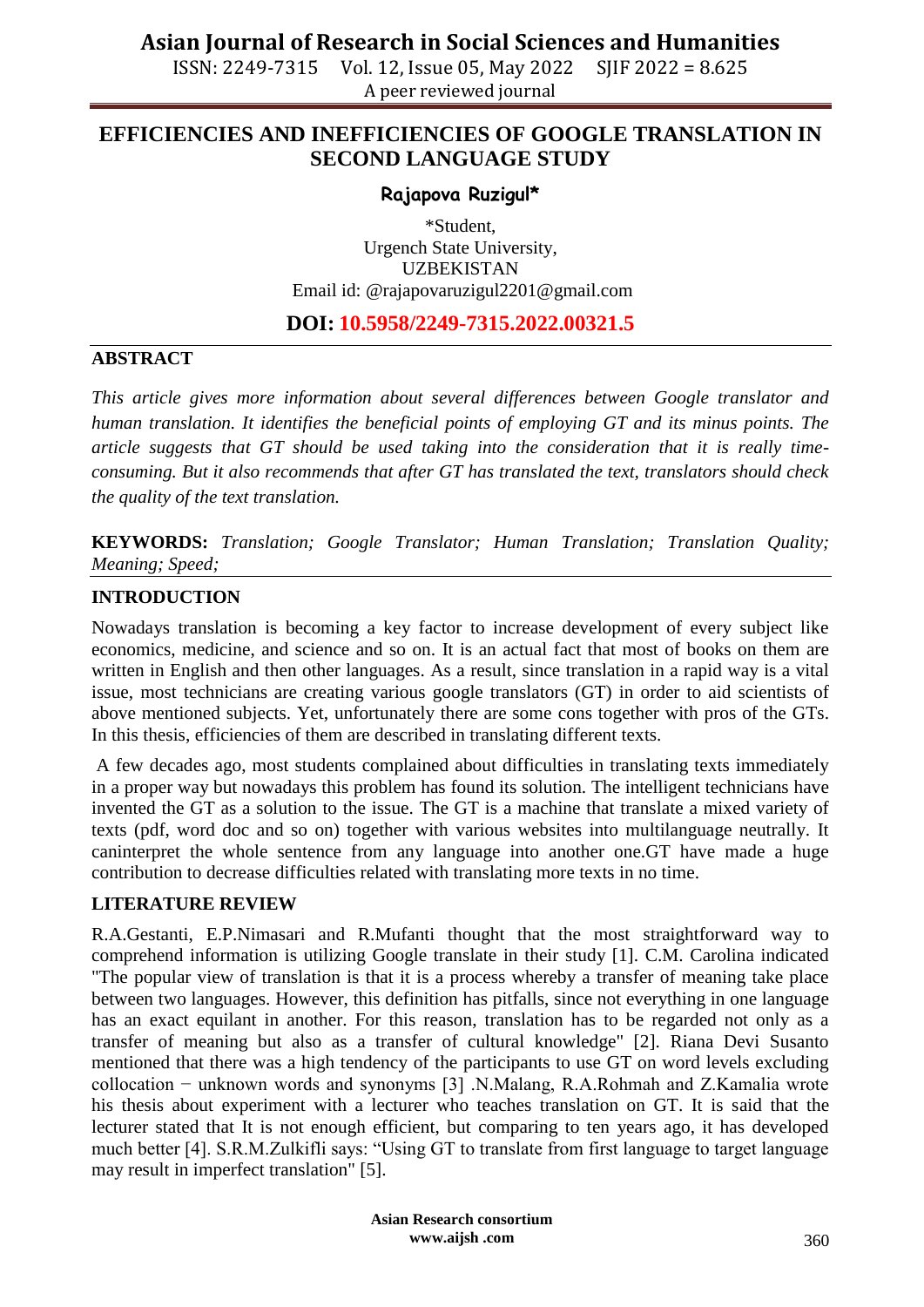# EFFICIENCIES AND INEFFICIENCIES OF GOOGLE TRANSLATION IN SECOND LANGUAGE STUDY

**Rajapova Ruzigul***

*Student,
Urgench State University,
UZBEKISTAN
Email id: @rajapovaruzigul2201@gmail.com

**DOI: 10.5958/2249-7315.2022.00321.5**

## ABSTRACT

*This article gives more information about several differences between Google translator and human translation. It identifies the beneficial points of employing GT and its minus points. The article suggests that GT should be used taking into the consideration that it is really time-consuming. But it also recommends that after GT has translated the text, translators should check the quality of the text translation.*

**KEYWORDS:** *Translation; Google Translator; Human Translation; Translation Quality; Meaning; Speed;*

## INTRODUCTION

Nowadays translation is becoming a key factor to increase development of every subject like economics, medicine, and science and so on. It is an actual fact that most of books on them are written in English and then other languages. As a result, since translation in a rapid way is a vital issue, most technicians are creating various google translators (GT) in order to aid scientists of above mentioned subjects. Yet, unfortunately there are some cons together with pros of the GTs. In this thesis, efficiencies of them are described in translating different texts.

A few decades ago, most students complained about difficulties in translating texts immediately in a proper way but nowadays this problem has found its solution. The intelligent technicians have invented the GT as a solution to the issue. The GT is a machine that translate a mixed variety of texts (pdf, word doc and so on) together with various websites into multilanguage neutrally. It caninterpret the whole sentence from any language into another one.GT have made a huge contribution to decrease difficulties related with translating more texts in no time.

## LITERATURE REVIEW

R.A.Gestanti, E.P.Nimasari and R.Mufanti thought that the most straightforward way to comprehend information is utilizing Google translate in their study [1]. C.M. Carolina indicated "The popular view of translation is that it is a process whereby a transfer of meaning take place between two languages. However, this definition has pitfalls, since not everything in one language has an exact equilant in another. For this reason, translation has to be regarded not only as a transfer of meaning but also as a transfer of cultural knowledge" [2]. Riana Devi Susanto mentioned that there was a high tendency of the participants to use GT on word levels excluding collocation − unknown words and synonyms [3] .N.Malang, R.A.Rohmah and Z.Kamalia wrote his thesis about experiment with a lecturer who teaches translation on GT. It is said that the lecturer stated that It is not enough efficient, but comparing to ten years ago, it has developed much better [4]. S.R.M.Zulkifli says: "Using GT to translate from first language to target language may result in imperfect translation" [5].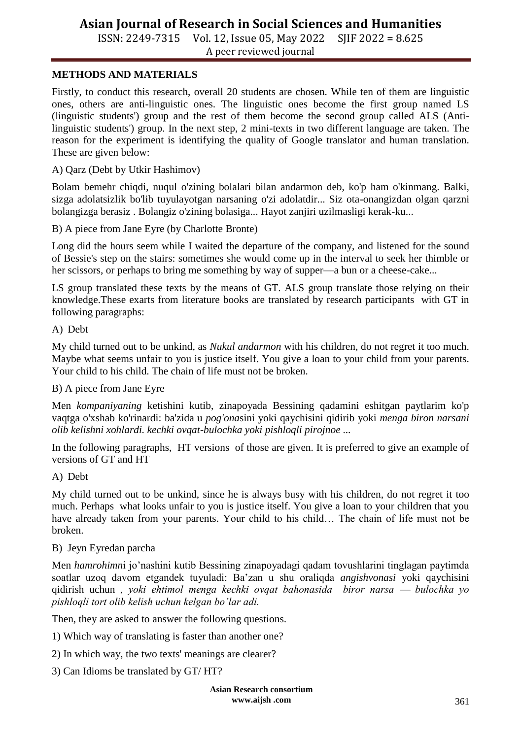## METHODS AND MATERIALS

Firstly, to conduct this research, overall 20 students are chosen. While ten of them are linguistic ones, others are anti-linguistic ones. The linguistic ones become the first group named LS (linguistic students') group and the rest of them become the second group called ALS (Anti-linguistic students') group. In the next step, 2 mini-texts in two different language are taken. The reason for the experiment is identifying the quality of Google translator and human translation. These are given below:

A) Qarz (Debt by Utkir Hashimov)

Bolam bemehr chiqdi, nuqul o'zining bolalari bilan andarmon deb, ko'p ham o'kinmang. Balki, sizga adolatsizlik bo'lib tuyulayotgan narsaning o'zi adolatdir... Siz ota-onangizdan olgan qarzni bolangizga berasiz . Bolangiz o'zining bolasiga... Hayot zanjiri uzilmasligi kerak-ku...

B) A piece from Jane Eyre (by Charlotte Bronte)

Long did the hours seem while I waited the departure of the company, and listened for the sound of Bessie's step on the stairs: sometimes she would come up in the interval to seek her thimble or her scissors, or perhaps to bring me something by way of supper—a bun or a cheese-cake...

LS group translated these texts by the means of GT. ALS group translate those relying on their knowledge.These exarts from literature books are translated by research participants with GT in following paragraphs:

A) Debt

My child turned out to be unkind, as *Nukul andarmon* with his children, do not regret it too much. Maybe what seems unfair to you is justice itself. You give a loan to your child from your parents. Your child to his child. The chain of life must not be broken.

B) A piece from Jane Eyre

Men *kompaniyaning* ketishini kutib, zinapoyada Bessining qadamini eshitgan paytlarim ko'p vaqtga o'xshab ko'rinardi: ba'zida u *pog'ona*sini yoki qaychisini qidirib yoki *menga biron narsani olib kelishni xohlardi. kechki ovqat-bulochka yoki pishloqli pirojnoe ...*

In the following paragraphs, HT versions of those are given. It is preferred to give an example of versions of GT and HT

A) Debt

My child turned out to be unkind, since he is always busy with his children, do not regret it too much. Perhaps what looks unfair to you is justice itself. You give a loan to your children that you have already taken from your parents. Your child to his child… The chain of life must not be broken.

B) Jeyn Eyredan parcha

Men *hamrohimn*i jo'nashini kutib Bessining zinapoyadagi qadam tovushlarini tinglagan paytimda soatlar uzoq davom etgandek tuyuladi: Ba'zan u shu oraliqda *angishvonasi* yoki qaychisini qidirish uchun *, yoki ehtimol menga kechki ovqat bahonasida biror narsa — bulochka yo pishloqli tort olib kelish uchun kelgan bo'lar adi.*

Then, they are asked to answer the following questions.

1) Which way of translating is faster than another one?

2) In which way, the two texts' meanings are clearer?

3) Can Idioms be translated by GT/ HT?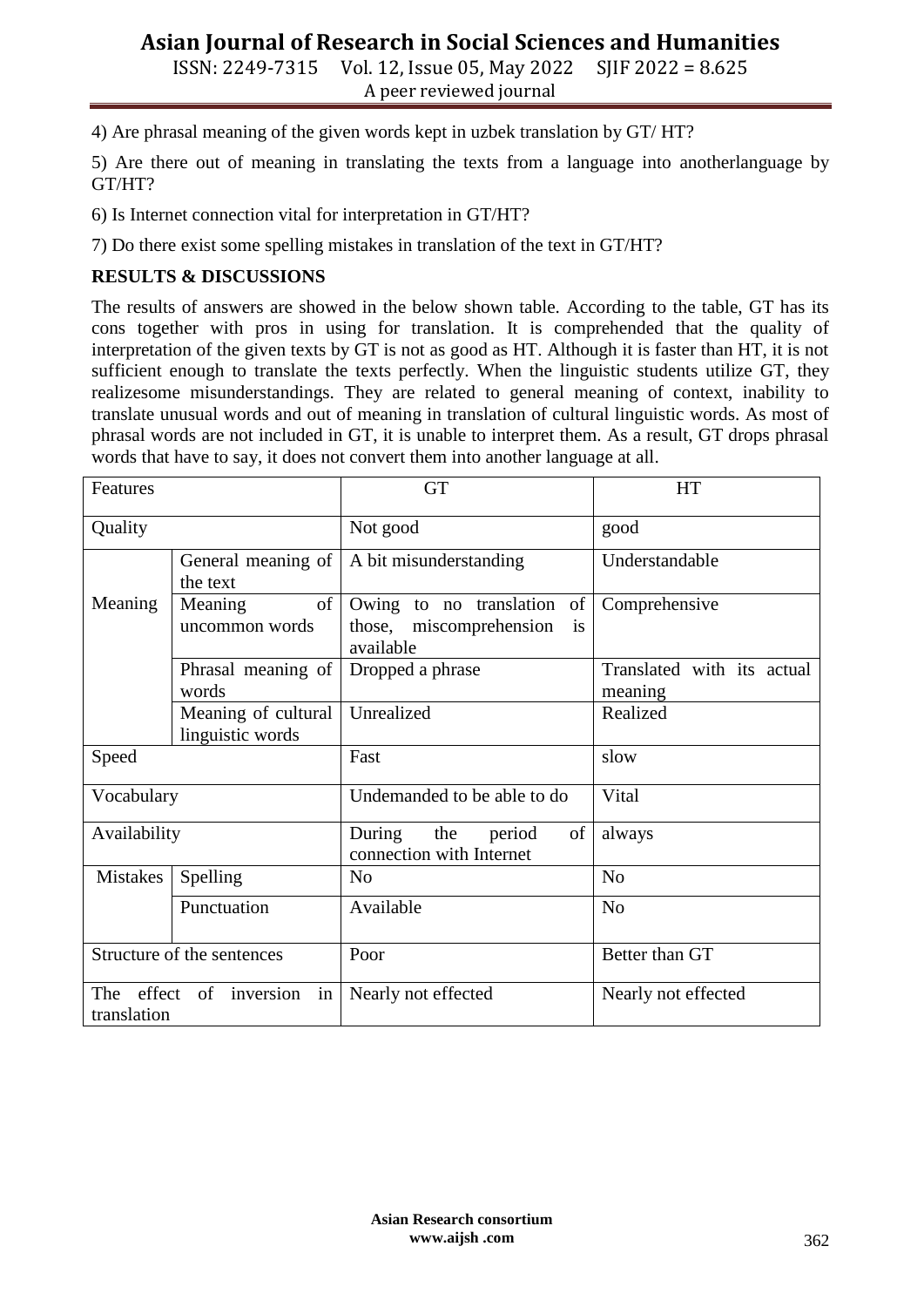4) Are phrasal meaning of the given words kept in uzbek translation by GT/ HT?

5) Are there out of meaning in translating the texts from a language into anotherlanguage by GT/HT?

6) Is Internet connection vital for interpretation in GT/HT?

7) Do there exist some spelling mistakes in translation of the text in GT/HT?

**RESULTS & DISCUSSIONS**

The results of answers are showed in the below shown table. According to the table, GT has its cons together with pros in using for translation. It is comprehended that the quality of interpretation of the given texts by GT is not as good as HT. Although it is faster than HT, it is not sufficient enough to translate the texts perfectly. When the linguistic students utilize GT, they realizesome misunderstandings. They are related to general meaning of context, inability to translate unusual words and out of meaning in translation of cultural linguistic words. As most of phrasal words are not included in GT, it is unable to interpret them. As a result, GT drops phrasal words that have to say, it does not convert them into another language at all.

| Features | | GT | HT |
|---|---|---|---|
| Quality | | Not good | good |
| Meaning | General meaning of the text | A bit misunderstanding | Understandable |
| | Meaning of uncommon words | Owing to no translation of those, miscomprehension is available | Comprehensive |
| | Phrasal meaning of words | Dropped a phrase | Translated with its actual meaning |
| | Meaning of cultural linguistic words | Unrealized | Realized |
| Speed | | Fast | slow |
| Vocabulary | | Undemanded to be able to do | Vital |
| Availability | | During the period of connection with Internet | always |
| Mistakes | Spelling | No | No |
| | Punctuation | Available | No |
| Structure of the sentences | | Poor | Better than GT |
| The effect of inversion in translation | | Nearly not effected | Nearly not effected |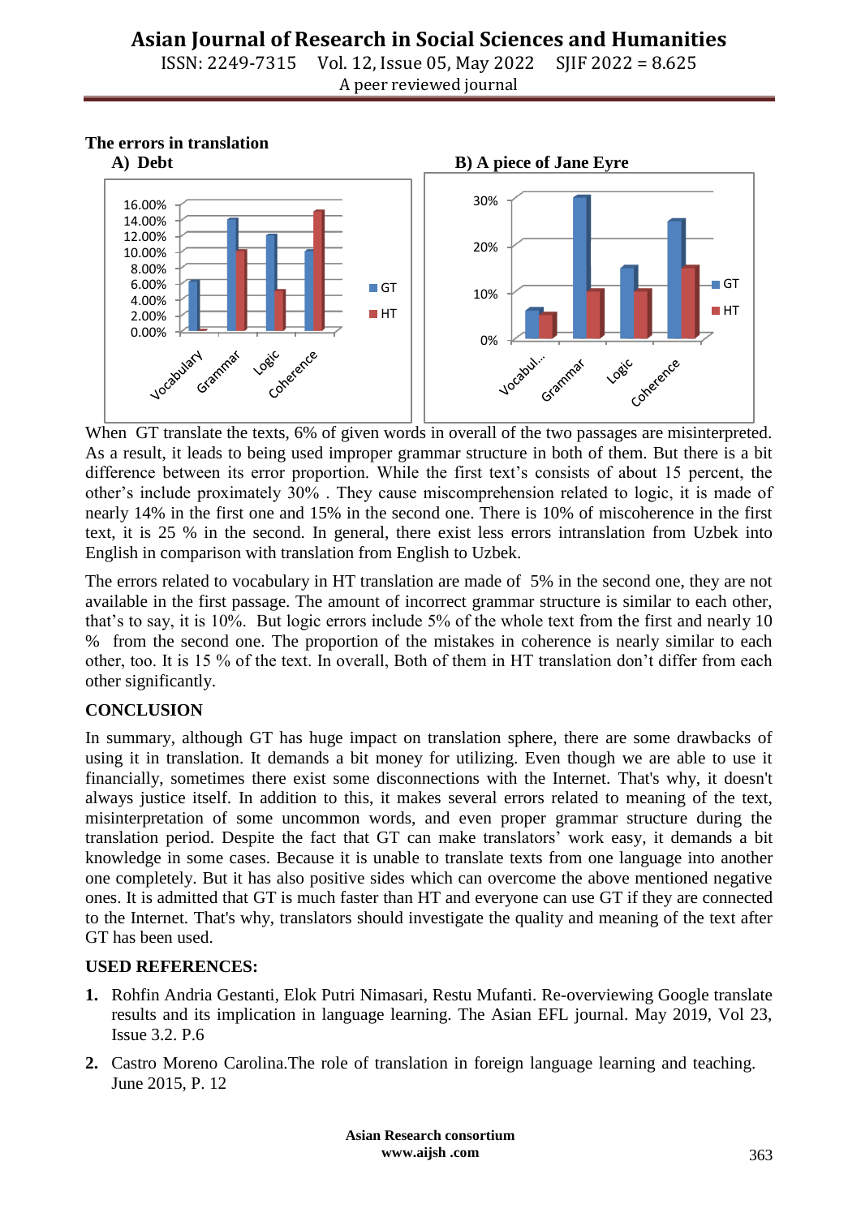The errors in translation

**A) Debt**

**B) A piece of Jane Eyre**

When GT translate the texts, 6% of given words in overall of the two passages are misinterpreted. As a result, it leads to being used improper grammar structure in both of them. But there is a bit difference between its error proportion. While the first text's consists of about 15 percent, the other's include proximately 30% . They cause miscomprehension related to logic, it is made of nearly 14% in the first one and 15% in the second one. There is 10% of miscoherence in the first text, it is 25 % in the second. In general, there exist less errors intranslation from Uzbek into English in comparison with translation from English to Uzbek.

The errors related to vocabulary in HT translation are made of 5% in the second one, they are not available in the first passage. The amount of incorrect grammar structure is similar to each other, that's to say, it is 10%. But logic errors include 5% of the whole text from the first and nearly 10 % from the second one. The proportion of the mistakes in coherence is nearly similar to each other, too. It is 15 % of the text. In overall, Both of them in HT translation don't differ from each other significantly.

## CONCLUSION

In summary, although GT has huge impact on translation sphere, there are some drawbacks of using it in translation. It demands a bit money for utilizing. Even though we are able to use it financially, sometimes there exist some disconnections with the Internet. That's why, it doesn't always justice itself. In addition to this, it makes several errors related to meaning of the text, misinterpretation of some uncommon words, and even proper grammar structure during the translation period. Despite the fact that GT can make translators' work easy, it demands a bit knowledge in some cases. Because it is unable to translate texts from one language into another one completely. But it has also positive sides which can overcome the above mentioned negative ones. It is admitted that GT is much faster than HT and everyone can use GT if they are connected to the Internet. That's why, translators should investigate the quality and meaning of the text after GT has been used.

## USED REFERENCES:

1. Rohfin Andria Gestanti, Elok Putri Nimasari, Restu Mufanti. Re-overviewing Google translate results and its implication in language learning. The Asian EFL journal. May 2019, Vol 23, Issue 3.2. P.6
2. Castro Moreno Carolina.The role of translation in foreign language learning and teaching. June 2015, P. 12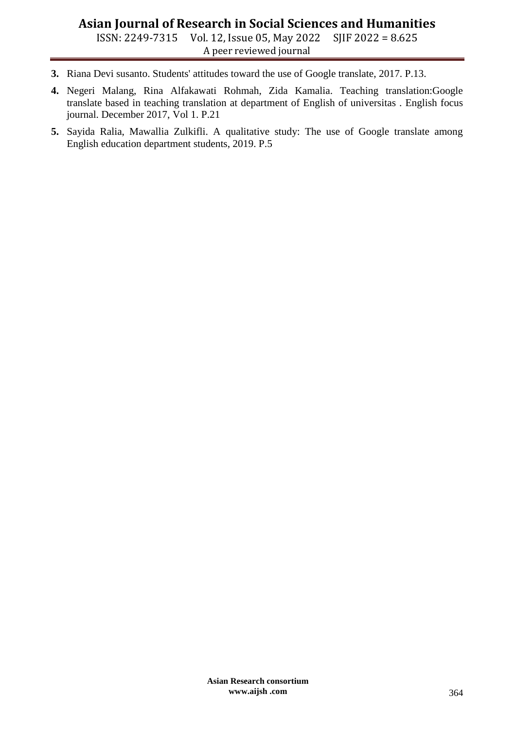3. Riana Devi susanto. Students' attitudes toward the use of Google translate, 2017. P.13.
4. Negeri Malang, Rina Alfakawati Rohmah, Zida Kamalia. Teaching translation:Google translate based in teaching translation at department of English of universitas . English focus journal. December 2017, Vol 1. P.21
5. Sayida Ralia, Mawallia Zulkifli. A qualitative study: The use of Google translate among English education department students, 2019. P.5